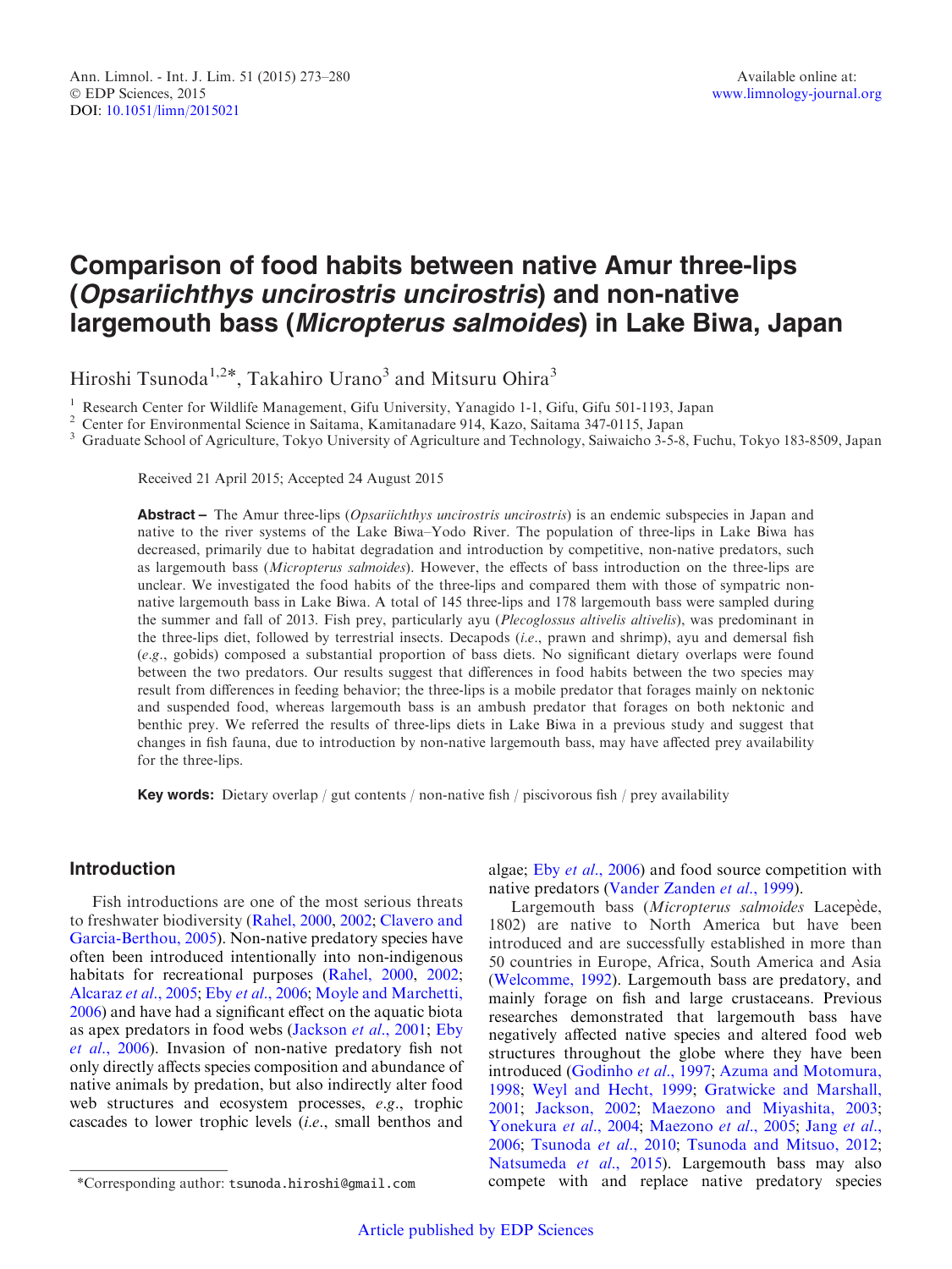Ann. Limnol. - Int. J. Lim. 51 (2015) 273–280
© EDP Sciences, 2015
DOI: 10.1051/limn/2015021

Available online at:
www.limnology-journal.org

# Comparison of food habits between native Amur three-lips (*Opsariichthys uncirostris uncirostris*) and non-native largemouth bass (*Micropterus salmoides*) in Lake Biwa, Japan

Hiroshi Tsunoda[1,2]*, Takahiro Urano[3] and Mitsuru Ohira[3]

[1] Research Center for Wildlife Management, Gifu University, Yanagido 1-1, Gifu, Gifu 501-1193, Japan
[2] Center for Environmental Science in Saitama, Kamitanadare 914, Kazo, Saitama 347-0115, Japan
[3] Graduate School of Agriculture, Tokyo University of Agriculture and Technology, Saiwaicho 3-5-8, Fuchu, Tokyo 183-8509, Japan

Received 21 April 2015; Accepted 24 August 2015

**Abstract –** The Amur three-lips (*Opsariichthys uncirostris uncirostris*) is an endemic subspecies in Japan and native to the river systems of the Lake Biwa–Yodo River. The population of three-lips in Lake Biwa has decreased, primarily due to habitat degradation and introduction by competitive, non-native predators, such as largemouth bass (*Micropterus salmoides*). However, the effects of bass introduction on the three-lips are unclear. We investigated the food habits of the three-lips and compared them with those of sympatric non-native largemouth bass in Lake Biwa. A total of 145 three-lips and 178 largemouth bass were sampled during the summer and fall of 2013. Fish prey, particularly ayu (*Plecoglossus altivelis altivelis*), was predominant in the three-lips diet, followed by terrestrial insects. Decapods (*i.e.*, prawn and shrimp), ayu and demersal fish (*e.g.*, gobids) composed a substantial proportion of bass diets. No significant dietary overlaps were found between the two predators. Our results suggest that differences in food habits between the two species may result from differences in feeding behavior; the three-lips is a mobile predator that forages mainly on nektonic and suspended food, whereas largemouth bass is an ambush predator that forages on both nektonic and benthic prey. We referred the results of three-lips diets in Lake Biwa in a previous study and suggest that changes in fish fauna, due to introduction by non-native largemouth bass, may have affected prey availability for the three-lips.

**Key words:** Dietary overlap / gut contents / non-native fish / piscivorous fish / prey availability

## Introduction

Fish introductions are one of the most serious threats to freshwater biodiversity (Rahel, 2000, 2002; Clavero and Garcia-Berthou, 2005). Non-native predatory species have often been introduced intentionally into non-indigenous habitats for recreational purposes (Rahel, 2000, 2002; Alcaraz *et al*., 2005; Eby *et al*., 2006; Moyle and Marchetti, 2006) and have had a significant effect on the aquatic biota as apex predators in food webs (Jackson *et al*., 2001; Eby *et al*., 2006). Invasion of non-native predatory fish not only directly affects species composition and abundance of native animals by predation, but also indirectly alter food web structures and ecosystem processes, *e.g.*, trophic cascades to lower trophic levels (*i.e.*, small benthos and algae; Eby *et al*., 2006) and food source competition with native predators (Vander Zanden *et al*., 1999).

Largemouth bass (*Micropterus salmoides* Lacepède, 1802) are native to North America but have been introduced and are successfully established in more than 50 countries in Europe, Africa, South America and Asia (Welcomme, 1992). Largemouth bass are predatory, and mainly forage on fish and large crustaceans. Previous researches demonstrated that largemouth bass have negatively affected native species and altered food web structures throughout the globe where they have been introduced (Godinho *et al*., 1997; Azuma and Motomura, 1998; Weyl and Hecht, 1999; Gratwicke and Marshall, 2001; Jackson, 2002; Maezono and Miyashita, 2003; Yonekura *et al*., 2004; Maezono *et al*., 2005; Jang *et al*., 2006; Tsunoda *et al*., 2010; Tsunoda and Mitsuo, 2012; Natsumeda *et al*., 2015). Largemouth bass may also compete with and replace native predatory species

*Corresponding author: tsunoda.hiroshi@gmail.com

Article published by EDP Sciences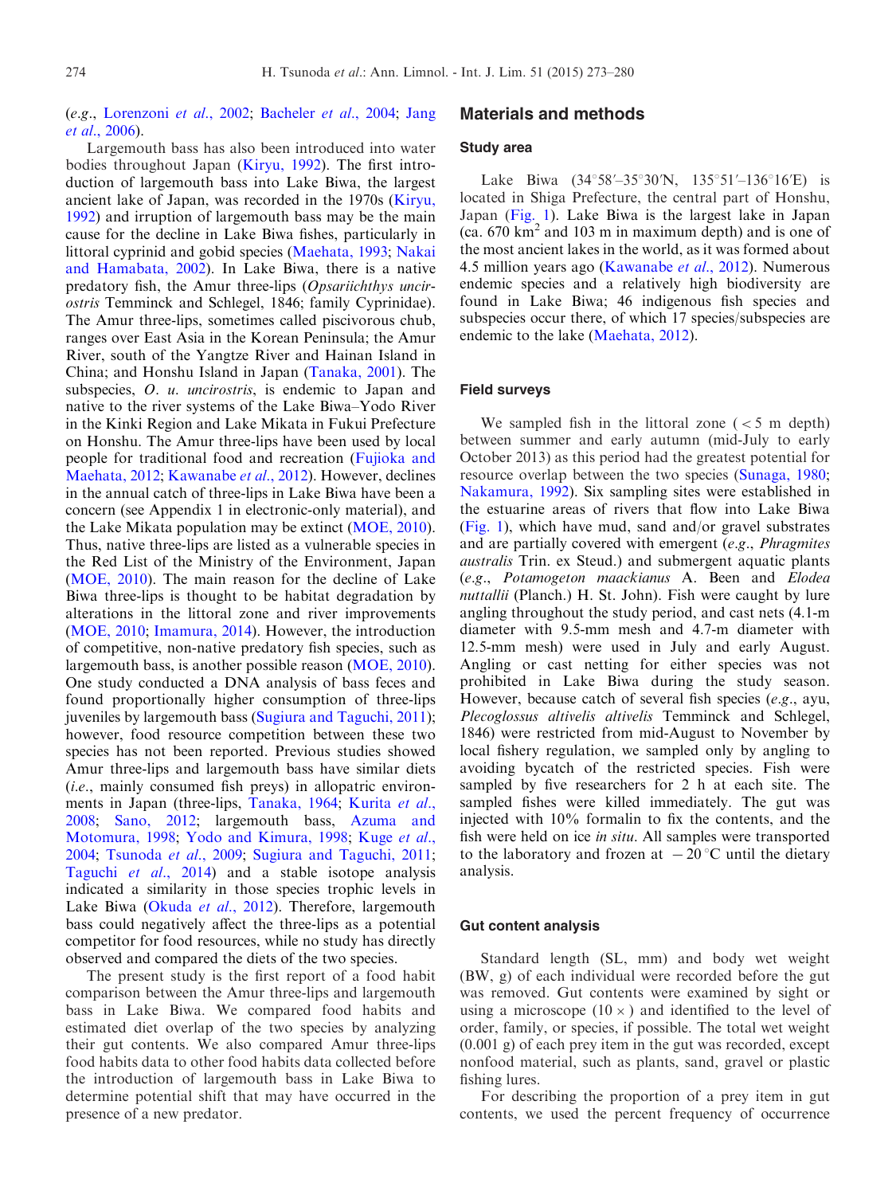(*e.g.*, Lorenzoni *et al.*, 2002; Bacheler *et al.*, 2004; Jang *et al.*, 2006).

Largemouth bass has also been introduced into water bodies throughout Japan (Kiryu, 1992). The first introduction of largemouth bass into Lake Biwa, the largest ancient lake of Japan, was recorded in the 1970s (Kiryu, 1992) and irruption of largemouth bass may be the main cause for the decline in Lake Biwa fishes, particularly in littoral cyprinid and gobid species (Maehata, 1993; Nakai and Hamabata, 2002). In Lake Biwa, there is a native predatory fish, the Amur three-lips (*Opsariichthys uncirostris* Temminck and Schlegel, 1846; family Cyprinidae). The Amur three-lips, sometimes called piscivorous chub, ranges over East Asia in the Korean Peninsula; the Amur River, south of the Yangtze River and Hainan Island in China; and Honshu Island in Japan (Tanaka, 2001). The subspecies, *O. u. uncirostris*, is endemic to Japan and native to the river systems of the Lake Biwa–Yodo River in the Kinki Region and Lake Mikata in Fukui Prefecture on Honshu. The Amur three-lips have been used by local people for traditional food and recreation (Fujioka and Maehata, 2012; Kawanabe *et al.*, 2012). However, declines in the annual catch of three-lips in Lake Biwa have been a concern (see Appendix 1 in electronic-only material), and the Lake Mikata population may be extinct (MOE, 2010). Thus, native three-lips are listed as a vulnerable species in the Red List of the Ministry of the Environment, Japan (MOE, 2010). The main reason for the decline of Lake Biwa three-lips is thought to be habitat degradation by alterations in the littoral zone and river improvements (MOE, 2010; Imamura, 2014). However, the introduction of competitive, non-native predatory fish species, such as largemouth bass, is another possible reason (MOE, 2010). One study conducted a DNA analysis of bass feces and found proportionally higher consumption of three-lips juveniles by largemouth bass (Sugiura and Taguchi, 2011); however, food resource competition between these two species has not been reported. Previous studies showed Amur three-lips and largemouth bass have similar diets (*i.e.*, mainly consumed fish preys) in allopatric environments in Japan (three-lips, Tanaka, 1964; Kurita *et al.*, 2008; Sano, 2012; largemouth bass, Azuma and Motomura, 1998; Yodo and Kimura, 1998; Kuge *et al.*, 2004; Tsunoda *et al.*, 2009; Sugiura and Taguchi, 2011; Taguchi *et al.*, 2014) and a stable isotope analysis indicated a similarity in those species trophic levels in Lake Biwa (Okuda *et al.*, 2012). Therefore, largemouth bass could negatively affect the three-lips as a potential competitor for food resources, while no study has directly observed and compared the diets of the two species.

The present study is the first report of a food habit comparison between the Amur three-lips and largemouth bass in Lake Biwa. We compared food habits and estimated diet overlap of the two species by analyzing their gut contents. We also compared Amur three-lips food habits data to other food habits data collected before the introduction of largemouth bass in Lake Biwa to determine potential shift that may have occurred in the presence of a new predator.

## Materials and methods

### Study area

Lake Biwa (34°58′–35°30′N, 135°51′–136°16′E) is located in Shiga Prefecture, the central part of Honshu, Japan (Fig. 1). Lake Biwa is the largest lake in Japan (ca. 670 km$^2$ and 103 m in maximum depth) and is one of the most ancient lakes in the world, as it was formed about 4.5 million years ago (Kawanabe *et al.*, 2012). Numerous endemic species and a relatively high biodiversity are found in Lake Biwa; 46 indigenous fish species and subspecies occur there, of which 17 species/subspecies are endemic to the lake (Maehata, 2012).

### Field surveys

We sampled fish in the littoral zone (< 5 m depth) between summer and early autumn (mid-July to early October 2013) as this period had the greatest potential for resource overlap between the two species (Sunaga, 1980; Nakamura, 1992). Six sampling sites were established in the estuarine areas of rivers that flow into Lake Biwa (Fig. 1), which have mud, sand and/or gravel substrates and are partially covered with emergent (*e.g.*, *Phragmites australis* Trin. ex Steud.) and submergent aquatic plants (*e.g.*, *Potamogeton maackianus* A. Been and *Elodea nuttallii* (Planch.) H. St. John). Fish were caught by lure angling throughout the study period, and cast nets (4.1-m diameter with 9.5-mm mesh and 4.7-m diameter with 12.5-mm mesh) were used in July and early August. Angling or cast netting for either species was not prohibited in Lake Biwa during the study season. However, because catch of several fish species (*e.g.*, ayu, *Plecoglossus altivelis altivelis* Temminck and Schlegel, 1846) were restricted from mid-August to November by local fishery regulation, we sampled only by angling to avoiding bycatch of the restricted species. Fish were sampled by five researchers for 2 h at each site. The sampled fishes were killed immediately. The gut was injected with 10% formalin to fix the contents, and the fish were held on ice *in situ*. All samples were transported to the laboratory and frozen at −20 °C until the dietary analysis.

### Gut content analysis

Standard length (SL, mm) and body wet weight (BW, g) of each individual were recorded before the gut was removed. Gut contents were examined by sight or using a microscope (10 ×) and identified to the level of order, family, or species, if possible. The total wet weight (0.001 g) of each prey item in the gut was recorded, except nonfood material, such as plants, sand, gravel or plastic fishing lures.

For describing the proportion of a prey item in gut contents, we used the percent frequency of occurrence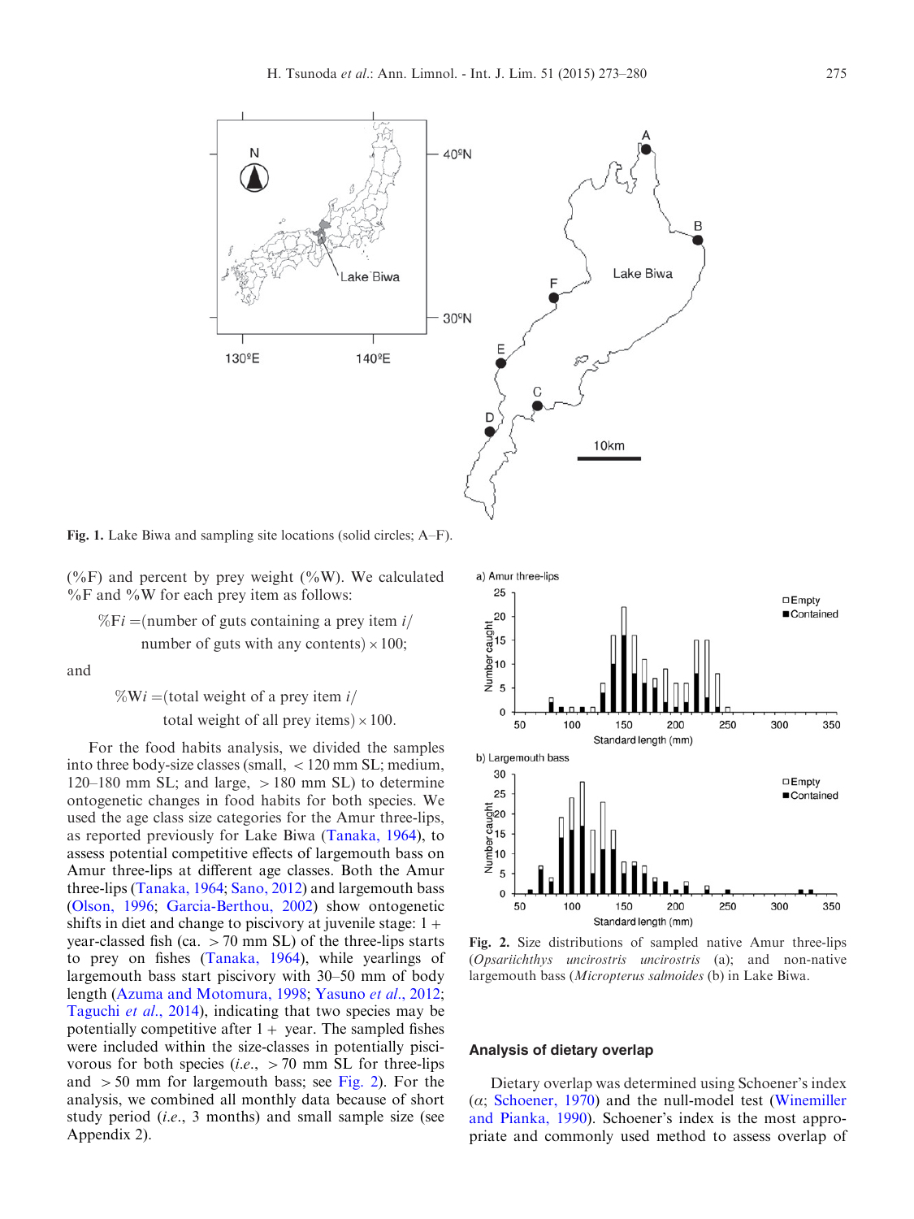Fig. 1. Lake Biwa and sampling site locations (solid circles; A–F).

(%F) and percent by prey weight (%W). We calculated %F and %W for each prey item as follows:

$$\%Fi = (\text{number of guts containing a prey item } i / \text{number of guts with any contents}) \times 100;$$

and

$$\%Wi = (\text{total weight of a prey item } i / \text{total weight of all prey items}) \times 100.$$

For the food habits analysis, we divided the samples into three body-size classes (small, < 120 mm SL; medium, 120–180 mm SL; and large, > 180 mm SL) to determine ontogenetic changes in food habits for both species. We used the age class size categories for the Amur three-lips, as reported previously for Lake Biwa (Tanaka, 1964), to assess potential competitive effects of largemouth bass on Amur three-lips at different age classes. Both the Amur three-lips (Tanaka, 1964; Sano, 2012) and largemouth bass (Olson, 1996; Garcia-Berthou, 2002) show ontogenetic shifts in diet and change to piscivory at juvenile stage: 1 + year-classed fish (ca. > 70 mm SL) of the three-lips starts to prey on fishes (Tanaka, 1964), while yearlings of largemouth bass start piscivory with 30–50 mm of body length (Azuma and Motomura, 1998; Yasuno *et al.*, 2012; Taguchi *et al.*, 2014), indicating that two species may be potentially competitive after 1 + year. The sampled fishes were included within the size-classes in potentially piscivorous for both species (*i.e.*, > 70 mm SL for three-lips and > 50 mm for largemouth bass; see Fig. 2). For the analysis, we combined all monthly data because of short study period (*i.e.*, 3 months) and small sample size (see Appendix 2).

Fig. 2. Size distributions of sampled native Amur three-lips (*Opsariichthys uncirostris uncirostris* (a); and non-native largemouth bass (*Micropterus salmoides* (b) in Lake Biwa.

## Analysis of dietary overlap

Dietary overlap was determined using Schoener's index ($\alpha$; Schoener, 1970) and the null-model test (Winemiller and Pianka, 1990). Schoener's index is the most appropriate and commonly used method to assess overlap of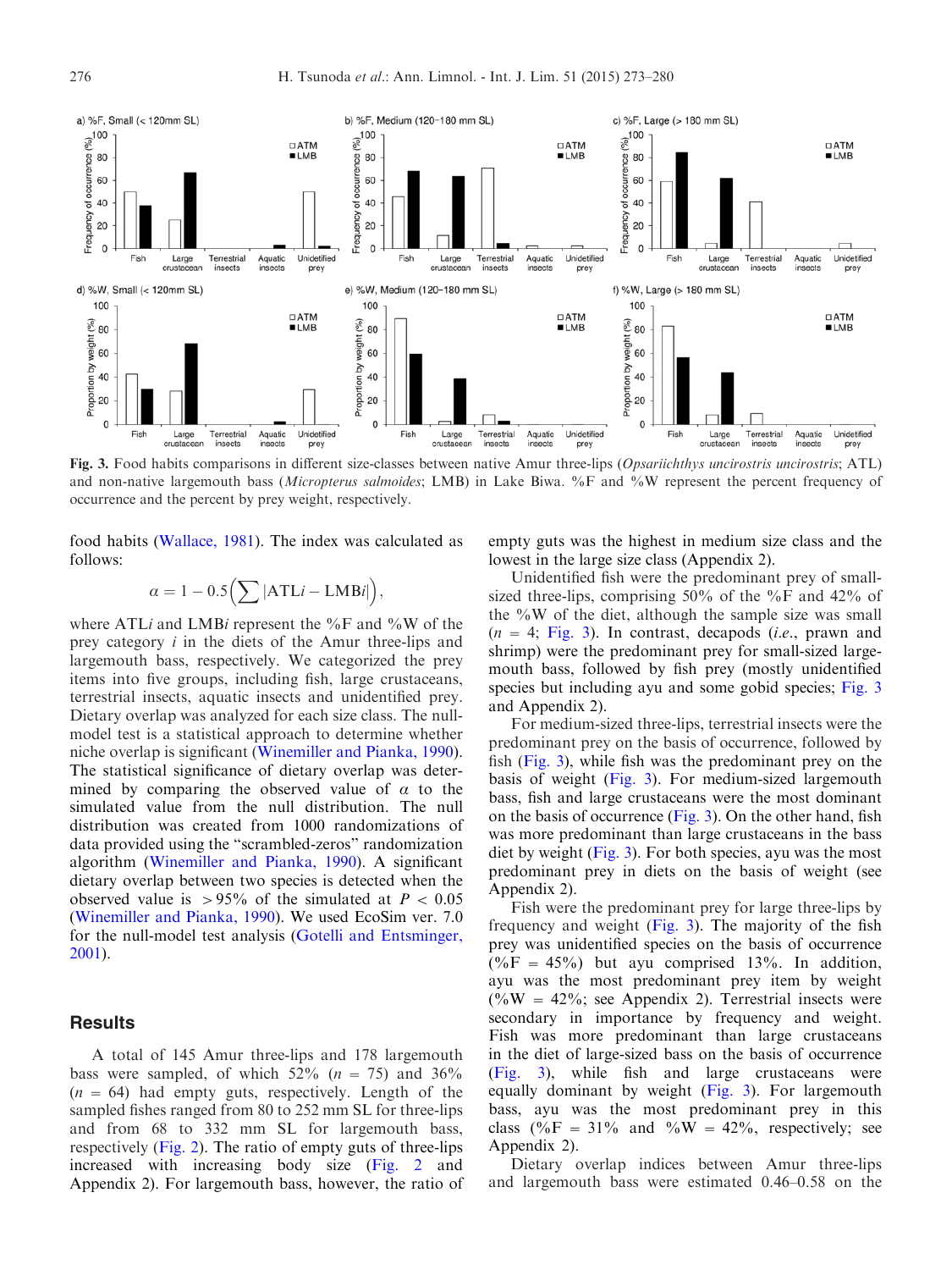Fig. 3. Food habits comparisons in different size-classes between native Amur three-lips (*Opsariichthys uncirostris uncirostris*; ATL) and non-native largemouth bass (*Micropterus salmoides*; LMB) in Lake Biwa. %F and %W represent the percent frequency of occurrence and the percent by prey weight, respectively.

food habits (Wallace, 1981). The index was calculated as follows:

$$\alpha = 1 - 0.5\left(\sum |\text{ATL}i - \text{LMB}i|\right),$$

where ATL$i$ and LMB$i$ represent the %F and %W of the prey category $i$ in the diets of the Amur three-lips and largemouth bass, respectively. We categorized the prey items into five groups, including fish, large crustaceans, terrestrial insects, aquatic insects and unidentified prey. Dietary overlap was analyzed for each size class. The null-model test is a statistical approach to determine whether niche overlap is significant (Winemiller and Pianka, 1990). The statistical significance of dietary overlap was determined by comparing the observed value of $\alpha$ to the simulated value from the null distribution. The null distribution was created from 1000 randomizations of data provided using the "scrambled-zeros" randomization algorithm (Winemiller and Pianka, 1990). A significant dietary overlap between two species is detected when the observed value is >95% of the simulated at $P < 0.05$ (Winemiller and Pianka, 1990). We used EcoSim ver. 7.0 for the null-model test analysis (Gotelli and Entsminger, 2001).

## Results

A total of 145 Amur three-lips and 178 largemouth bass were sampled, of which 52% ($n = 75$) and 36% ($n = 64$) had empty guts, respectively. Length of the sampled fishes ranged from 80 to 252 mm SL for three-lips and from 68 to 332 mm SL for largemouth bass, respectively (Fig. 2). The ratio of empty guts of three-lips increased with increasing body size (Fig. 2 and Appendix 2). For largemouth bass, however, the ratio of empty guts was the highest in medium size class and the lowest in the large size class (Appendix 2).

Unidentified fish were the predominant prey of small-sized three-lips, comprising 50% of the %F and 42% of the %W of the diet, although the sample size was small ($n = 4$; Fig. 3). In contrast, decapods (*i.e.*, prawn and shrimp) were the predominant prey for small-sized largemouth bass, followed by fish prey (mostly unidentified species but including ayu and some gobid species; Fig. 3 and Appendix 2).

For medium-sized three-lips, terrestrial insects were the predominant prey on the basis of occurrence, followed by fish (Fig. 3), while fish was the predominant prey on the basis of weight (Fig. 3). For medium-sized largemouth bass, fish and large crustaceans were the most dominant on the basis of occurrence (Fig. 3). On the other hand, fish was more predominant than large crustaceans in the bass diet by weight (Fig. 3). For both species, ayu was the most predominant prey in diets on the basis of weight (see Appendix 2).

Fish were the predominant prey for large three-lips by frequency and weight (Fig. 3). The majority of the fish prey was unidentified species on the basis of occurrence (%F = 45%) but ayu comprised 13%. In addition, ayu was the most predominant prey item by weight (%W = 42%; see Appendix 2). Terrestrial insects were secondary in importance by frequency and weight. Fish was more predominant than large crustaceans in the diet of large-sized bass on the basis of occurrence (Fig. 3), while fish and large crustaceans were equally dominant by weight (Fig. 3). For largemouth bass, ayu was the most predominant prey in this class (%F = 31% and %W = 42%, respectively; see Appendix 2).

Dietary overlap indices between Amur three-lips and largemouth bass were estimated 0.46–0.58 on the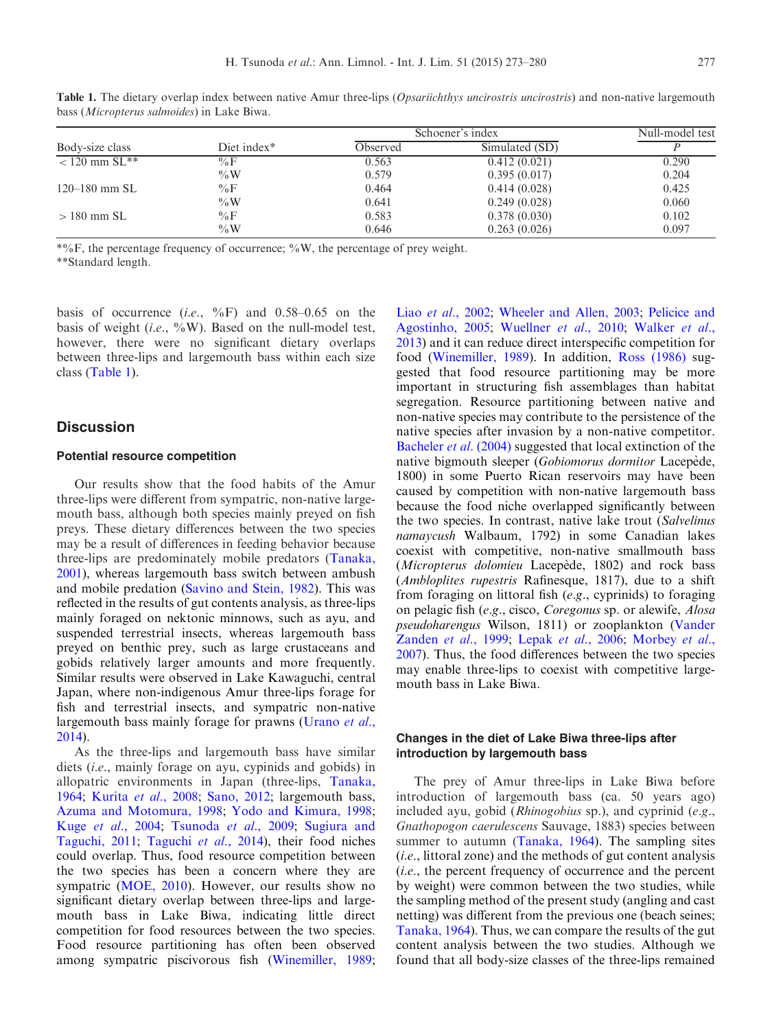**Table 1.** The dietary overlap index between native Amur three-lips (*Opsariichthys uncirostris uncirostris*) and non-native largemouth bass (*Micropterus salmoides*) in Lake Biwa.

| Body-size class | Diet index* | Schoener's index | | Null-model test |
|---|---|---|---|---|
| | | Observed | Simulated (SD) | *P* |
| < 120 mm SL** | %F | 0.563 | 0.412 (0.021) | 0.290 |
| | %W | 0.579 | 0.395 (0.017) | 0.204 |
| 120–180 mm SL | %F | 0.464 | 0.414 (0.028) | 0.425 |
| | %W | 0.641 | 0.249 (0.028) | 0.060 |
| > 180 mm SL | %F | 0.583 | 0.378 (0.030) | 0.102 |
| | %W | 0.646 | 0.263 (0.026) | 0.097 |

*%F, the percentage frequency of occurrence; %W, the percentage of prey weight.
**Standard length.

basis of occurrence (*i.e.*, %F) and 0.58–0.65 on the basis of weight (*i.e.*, %W). Based on the null-model test, however, there were no significant dietary overlaps between three-lips and largemouth bass within each size class (Table 1).

## Discussion

### Potential resource competition

Our results show that the food habits of the Amur three-lips were different from sympatric, non-native largemouth bass, although both species mainly preyed on fish preys. These dietary differences between the two species may be a result of differences in feeding behavior because three-lips are predominately mobile predators (Tanaka, 2001), whereas largemouth bass switch between ambush and mobile predation (Savino and Stein, 1982). This was reflected in the results of gut contents analysis, as three-lips mainly foraged on nektonic minnows, such as ayu, and suspended terrestrial insects, whereas largemouth bass preyed on benthic prey, such as large crustaceans and gobids relatively larger amounts and more frequently. Similar results were observed in Lake Kawaguchi, central Japan, where non-indigenous Amur three-lips forage for fish and terrestrial insects, and sympatric non-native largemouth bass mainly forage for prawns (Urano *et al.*, 2014).

As the three-lips and largemouth bass have similar diets (*i.e.*, mainly forage on ayu, cypinids and gobids) in allopatric environments in Japan (three-lips, Tanaka, 1964; Kurita *et al.*, 2008; Sano, 2012; largemouth bass, Azuma and Motomura, 1998; Yodo and Kimura, 1998; Kuge *et al.*, 2004; Tsunoda *et al.*, 2009; Sugiura and Taguchi, 2011; Taguchi *et al.*, 2014), their food niches could overlap. Thus, food resource competition between the two species has been a concern where they are sympatric (MOE, 2010). However, our results show no significant dietary overlap between three-lips and largemouth bass in Lake Biwa, indicating little direct competition for food resources between the two species. Food resource partitioning has often been observed among sympatric piscivorous fish (Winemiller, 1989; Liao *et al.*, 2002; Wheeler and Allen, 2003; Pelicice and Agostinho, 2005; Wuellner *et al.*, 2010; Walker *et al.*, 2013) and it can reduce direct interspecific competition for food (Winemiller, 1989). In addition, Ross (1986) suggested that food resource partitioning may be more important in structuring fish assemblages than habitat segregation. Resource partitioning between native and non-native species may contribute to the persistence of the native species after invasion by a non-native competitor. Bacheler *et al.* (2004) suggested that local extinction of the native bigmouth sleeper (*Gobiomorus dormitor* Lacepède, 1800) in some Puerto Rican reservoirs may have been caused by competition with non-native largemouth bass because the food niche overlapped significantly between the two species. In contrast, native lake trout (*Salvelinus namaycush* Walbaum, 1792) in some Canadian lakes coexist with competitive, non-native smallmouth bass (*Micropterus dolomieu* Lacepède, 1802) and rock bass (*Ambloplites rupestris* Rafinesque, 1817), due to a shift from foraging on littoral fish (*e.g.*, cyprinids) to foraging on pelagic fish (*e.g.*, cisco, *Coregonus* sp. or alewife, *Alosa pseudoharengus* Wilson, 1811) or zooplankton (Vander Zanden *et al.*, 1999; Lepak *et al.*, 2006; Morbey *et al.*, 2007). Thus, the food differences between the two species may enable three-lips to coexist with competitive largemouth bass in Lake Biwa.

### Changes in the diet of Lake Biwa three-lips after introduction by largemouth bass

The prey of Amur three-lips in Lake Biwa before introduction of largemouth bass (ca. 50 years ago) included ayu, gobid (*Rhinogobius* sp.), and cyprinid (*e.g.*, *Gnathopogon caerulescens* Sauvage, 1883) species between summer to autumn (Tanaka, 1964). The sampling sites (*i.e.*, littoral zone) and the methods of gut content analysis (*i.e.*, the percent frequency of occurrence and the percent by weight) were common between the two studies, while the sampling method of the present study (angling and cast netting) was different from the previous one (beach seines; Tanaka, 1964). Thus, we can compare the results of the gut content analysis between the two studies. Although we found that all body-size classes of the three-lips remained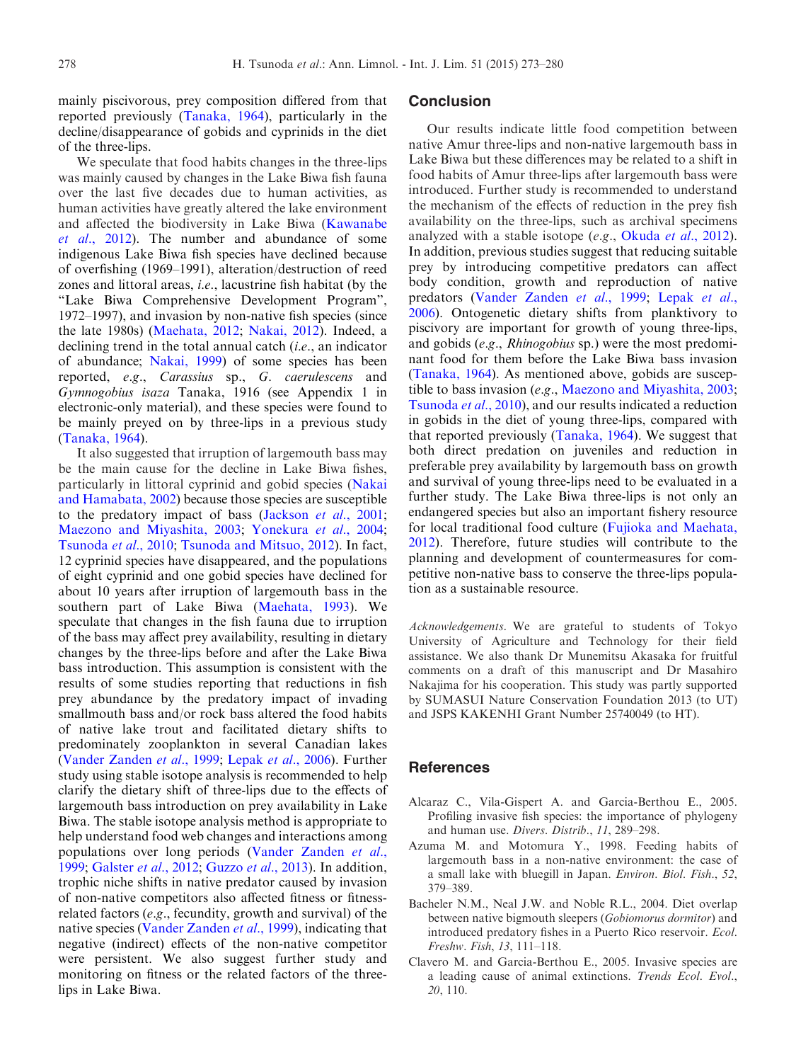mainly piscivorous, prey composition differed from that reported previously (Tanaka, 1964), particularly in the decline/disappearance of gobids and cyprinids in the diet of the three-lips.

We speculate that food habits changes in the three-lips was mainly caused by changes in the Lake Biwa fish fauna over the last five decades due to human activities, as human activities have greatly altered the lake environment and affected the biodiversity in Lake Biwa (Kawanabe *et al.*, 2012). The number and abundance of some indigenous Lake Biwa fish species have declined because of overfishing (1969–1991), alteration/destruction of reed zones and littoral areas, *i.e.*, lacustrine fish habitat (by the "Lake Biwa Comprehensive Development Program", 1972–1997), and invasion by non-native fish species (since the late 1980s) (Maehata, 2012; Nakai, 2012). Indeed, a declining trend in the total annual catch (*i.e.*, an indicator of abundance; Nakai, 1999) of some species has been reported, *e.g.*, *Carassius* sp., *G. caerulescens* and *Gymnogobius isaza* Tanaka, 1916 (see Appendix 1 in electronic-only material), and these species were found to be mainly preyed on by three-lips in a previous study (Tanaka, 1964).

It also suggested that irruption of largemouth bass may be the main cause for the decline in Lake Biwa fishes, particularly in littoral cyprinid and gobid species (Nakai and Hamabata, 2002) because those species are susceptible to the predatory impact of bass (Jackson *et al.*, 2001; Maezono and Miyashita, 2003; Yonekura *et al.*, 2004; Tsunoda *et al.*, 2010; Tsunoda and Mitsuo, 2012). In fact, 12 cyprinid species have disappeared, and the populations of eight cyprinid and one gobid species have declined for about 10 years after irruption of largemouth bass in the southern part of Lake Biwa (Maehata, 1993). We speculate that changes in the fish fauna due to irruption of the bass may affect prey availability, resulting in dietary changes by the three-lips before and after the Lake Biwa bass introduction. This assumption is consistent with the results of some studies reporting that reductions in fish prey abundance by the predatory impact of invading smallmouth bass and/or rock bass altered the food habits of native lake trout and facilitated dietary shifts to predominately zooplankton in several Canadian lakes (Vander Zanden *et al.*, 1999; Lepak *et al.*, 2006). Further study using stable isotope analysis is recommended to help clarify the dietary shift of three-lips due to the effects of largemouth bass introduction on prey availability in Lake Biwa. The stable isotope analysis method is appropriate to help understand food web changes and interactions among populations over long periods (Vander Zanden *et al.*, 1999; Galster *et al.*, 2012; Guzzo *et al.*, 2013). In addition, trophic niche shifts in native predator caused by invasion of non-native competitors also affected fitness or fitness-related factors (*e.g.*, fecundity, growth and survival) of the native species (Vander Zanden *et al.*, 1999), indicating that negative (indirect) effects of the non-native competitor were persistent. We also suggest further study and monitoring on fitness or the related factors of the three-lips in Lake Biwa.

## Conclusion

Our results indicate little food competition between native Amur three-lips and non-native largemouth bass in Lake Biwa but these differences may be related to a shift in food habits of Amur three-lips after largemouth bass were introduced. Further study is recommended to understand the mechanism of the effects of reduction in the prey fish availability on the three-lips, such as archival specimens analyzed with a stable isotope (*e.g.*, Okuda *et al.*, 2012). In addition, previous studies suggest that reducing suitable prey by introducing competitive predators can affect body condition, growth and reproduction of native predators (Vander Zanden *et al.*, 1999; Lepak *et al.*, 2006). Ontogenetic dietary shifts from planktivory to piscivory are important for growth of young three-lips, and gobids (*e.g.*, *Rhinogobius* sp.) were the most predominant food for them before the Lake Biwa bass invasion (Tanaka, 1964). As mentioned above, gobids are susceptible to bass invasion (*e.g.*, Maezono and Miyashita, 2003; Tsunoda *et al.*, 2010), and our results indicated a reduction in gobids in the diet of young three-lips, compared with that reported previously (Tanaka, 1964). We suggest that both direct predation on juveniles and reduction in preferable prey availability by largemouth bass on growth and survival of young three-lips need to be evaluated in a further study. The Lake Biwa three-lips is not only an endangered species but also an important fishery resource for local traditional food culture (Fujioka and Maehata, 2012). Therefore, future studies will contribute to the planning and development of countermeasures for competitive non-native bass to conserve the three-lips population as a sustainable resource.

*Acknowledgements*. We are grateful to students of Tokyo University of Agriculture and Technology for their field assistance. We also thank Dr Munemitsu Akasaka for fruitful comments on a draft of this manuscript and Dr Masahiro Nakajima for his cooperation. This study was partly supported by SUMASUI Nature Conservation Foundation 2013 (to UT) and JSPS KAKENHI Grant Number 25740049 (to HT).

## References

Alcaraz C., Vila-Gispert A. and Garcia-Berthou E., 2005. Profiling invasive fish species: the importance of phylogeny and human use. *Divers. Distrib.*, *11*, 289–298.

Azuma M. and Motomura Y., 1998. Feeding habits of largemouth bass in a non-native environment: the case of a small lake with bluegill in Japan. *Environ. Biol. Fish.*, *52*, 379–389.

Bacheler N.M., Neal J.W. and Noble R.L., 2004. Diet overlap between native bigmouth sleepers (*Gobiomorus dormitor*) and introduced predatory fishes in a Puerto Rico reservoir. *Ecol. Freshw. Fish*, *13*, 111–118.

Clavero M. and Garcia-Berthou E., 2005. Invasive species are a leading cause of animal extinctions. *Trends Ecol. Evol.*, *20*, 110.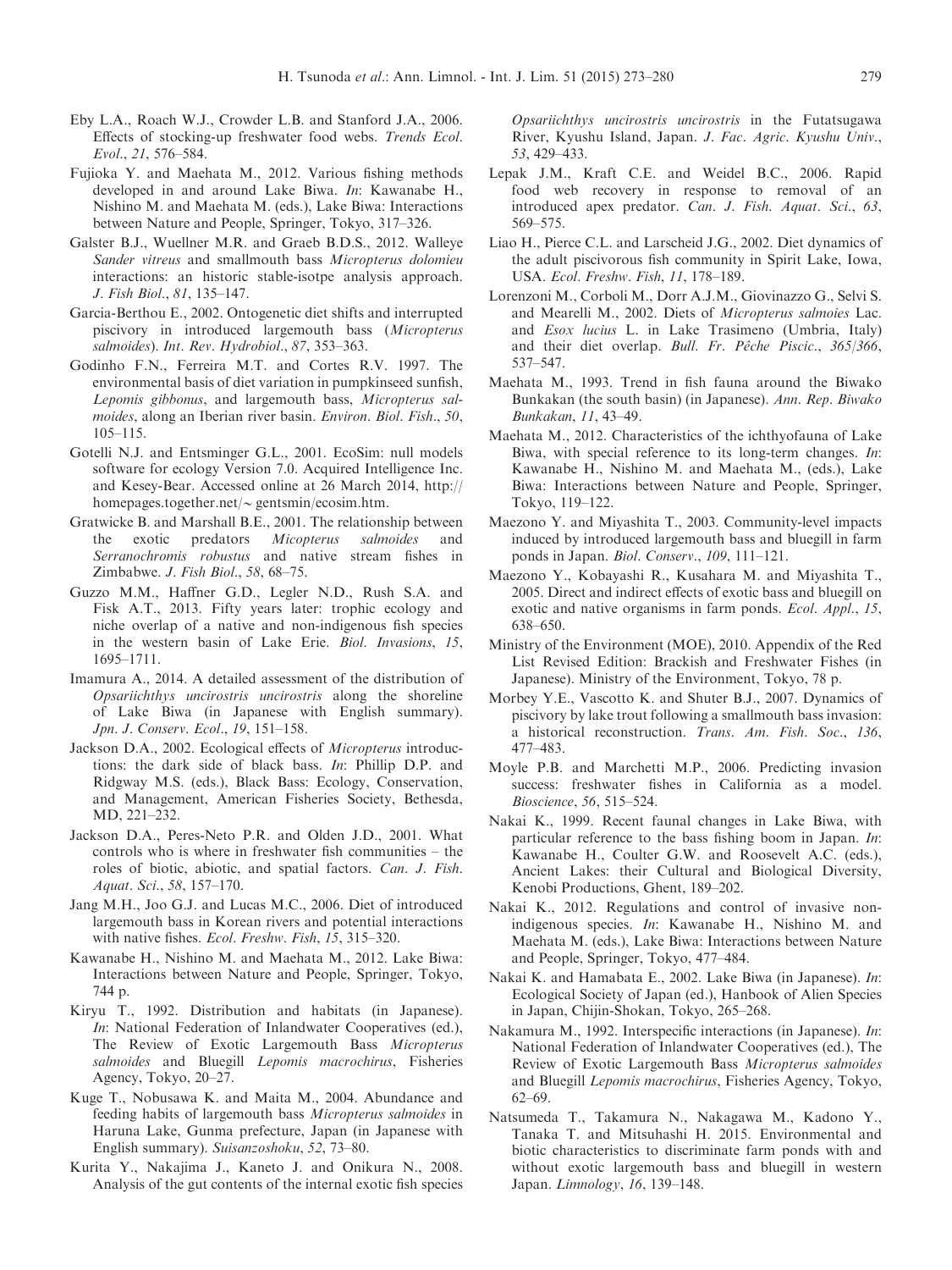Eby L.A., Roach W.J., Crowder L.B. and Stanford J.A., 2006. Effects of stocking-up freshwater food webs. *Trends Ecol. Evol.*, *21*, 576–584.

Fujioka Y. and Maehata M., 2012. Various fishing methods developed in and around Lake Biwa. *In*: Kawanabe H., Nishino M. and Maehata M. (eds.), Lake Biwa: Interactions between Nature and People, Springer, Tokyo, 317–326.

Galster B.J., Wuellner M.R. and Graeb B.D.S., 2012. Walleye *Sander vitreus* and smallmouth bass *Micropterus dolomieu* interactions: an historic stable-isotpe analysis approach. *J. Fish Biol.*, *81*, 135–147.

Garcia-Berthou E., 2002. Ontogenetic diet shifts and interrupted piscivory in introduced largemouth bass (*Micropterus salmoides*). *Int. Rev. Hydrobiol.*, *87*, 353–363.

Godinho F.N., Ferreira M.T. and Cortes R.V. 1997. The environmental basis of diet variation in pumpkinseed sunfish, *Lepomis gibbonus*, and largemouth bass, *Micropterus salmoides*, along an Iberian river basin. *Environ. Biol. Fish.*, *50*, 105–115.

Gotelli N.J. and Entsminger G.L., 2001. EcoSim: null models software for ecology Version 7.0. Acquired Intelligence Inc. and Kesey-Bear. Accessed online at 26 March 2014, http://homepages.together.net/~gentsmin/ecosim.htm.

Gratwicke B. and Marshall B.E., 2001. The relationship between the exotic predators *Micopterus salmoides* and *Serranochromis robustus* and native stream fishes in Zimbabwe. *J. Fish Biol.*, *58*, 68–75.

Guzzo M.M., Haffner G.D., Legler N.D., Rush S.A. and Fisk A.T., 2013. Fifty years later: trophic ecology and niche overlap of a native and non-indigenous fish species in the western basin of Lake Erie. *Biol. Invasions*, *15*, 1695–1711.

Imamura A., 2014. A detailed assessment of the distribution of *Opsariichthys uncirostris uncirostris* along the shoreline of Lake Biwa (in Japanese with English summary). *Jpn. J. Conserv. Ecol.*, *19*, 151–158.

Jackson D.A., 2002. Ecological effects of *Micropterus* introductions: the dark side of black bass. *In*: Phillip D.P. and Ridgway M.S. (eds.), Black Bass: Ecology, Conservation, and Management, American Fisheries Society, Bethesda, MD, 221–232.

Jackson D.A., Peres-Neto P.R. and Olden J.D., 2001. What controls who is where in freshwater fish communities – the roles of biotic, abiotic, and spatial factors. *Can. J. Fish. Aquat. Sci.*, *58*, 157–170.

Jang M.H., Joo G.J. and Lucas M.C., 2006. Diet of introduced largemouth bass in Korean rivers and potential interactions with native fishes. *Ecol. Freshw. Fish*, *15*, 315–320.

Kawanabe H., Nishino M. and Maehata M., 2012. Lake Biwa: Interactions between Nature and People, Springer, Tokyo, 744 p.

Kiryu T., 1992. Distribution and habitats (in Japanese). *In*: National Federation of Inlandwater Cooperatives (ed.), The Review of Exotic Largemouth Bass *Micropterus salmoides* and Bluegill *Lepomis macrochirus*, Fisheries Agency, Tokyo, 20–27.

Kuge T., Nobusawa K. and Maita M., 2004. Abundance and feeding habits of largemouth bass *Micropterus salmoides* in Haruna Lake, Gunma prefecture, Japan (in Japanese with English summary). *Suisanzoshoku*, *52*, 73–80.

Kurita Y., Nakajima J., Kaneto J. and Onikura N., 2008. Analysis of the gut contents of the internal exotic fish species *Opsariichthys uncirostris uncirostris* in the Futatsugawa River, Kyushu Island, Japan. *J. Fac. Agric. Kyushu Univ.*, *53*, 429–433.

Lepak J.M., Kraft C.E. and Weidel B.C., 2006. Rapid food web recovery in response to removal of an introduced apex predator. *Can. J. Fish. Aquat. Sci.*, *63*, 569–575.

Liao H., Pierce C.L. and Larscheid J.G., 2002. Diet dynamics of the adult piscivorous fish community in Spirit Lake, Iowa, USA. *Ecol. Freshw. Fish*, *11*, 178–189.

Lorenzoni M., Corboli M., Dorr A.J.M., Giovinazzo G., Selvi S. and Mearelli M., 2002. Diets of *Micropterus salmoies* Lac. and *Esox lucius* L. in Lake Trasimeno (Umbria, Italy) and their diet overlap. *Bull. Fr. Pêche Piscic.*, *365/366*, 537–547.

Maehata M., 1993. Trend in fish fauna around the Biwako Bunkakan (the south basin) (in Japanese). *Ann. Rep. Biwako Bunkakan*, *11*, 43–49.

Maehata M., 2012. Characteristics of the ichthyofauna of Lake Biwa, with special reference to its long-term changes. *In*: Kawanabe H., Nishino M. and Maehata M., (eds.), Lake Biwa: Interactions between Nature and People, Springer, Tokyo, 119–122.

Maezono Y. and Miyashita T., 2003. Community-level impacts induced by introduced largemouth bass and bluegill in farm ponds in Japan. *Biol. Conserv.*, *109*, 111–121.

Maezono Y., Kobayashi R., Kusahara M. and Miyashita T., 2005. Direct and indirect effects of exotic bass and bluegill on exotic and native organisms in farm ponds. *Ecol. Appl.*, *15*, 638–650.

Ministry of the Environment (MOE), 2010. Appendix of the Red List Revised Edition: Brackish and Freshwater Fishes (in Japanese). Ministry of the Environment, Tokyo, 78 p.

Morbey Y.E., Vascotto K. and Shuter B.J., 2007. Dynamics of piscivory by lake trout following a smallmouth bass invasion: a historical reconstruction. *Trans. Am. Fish. Soc.*, *136*, 477–483.

Moyle P.B. and Marchetti M.P., 2006. Predicting invasion success: freshwater fishes in California as a model. *Bioscience*, *56*, 515–524.

Nakai K., 1999. Recent faunal changes in Lake Biwa, with particular reference to the bass fishing boom in Japan. *In*: Kawanabe H., Coulter G.W. and Roosevelt A.C. (eds.), Ancient Lakes: their Cultural and Biological Diversity, Kenobi Productions, Ghent, 189–202.

Nakai K., 2012. Regulations and control of invasive non-indigenous species. *In*: Kawanabe H., Nishino M. and Maehata M. (eds.), Lake Biwa: Interactions between Nature and People, Springer, Tokyo, 477–484.

Nakai K. and Hamabata E., 2002. Lake Biwa (in Japanese). *In*: Ecological Society of Japan (ed.), Hanbook of Alien Species in Japan, Chijin-Shokan, Tokyo, 265–268.

Nakamura M., 1992. Interspecific interactions (in Japanese). *In*: National Federation of Inlandwater Cooperatives (ed.), The Review of Exotic Largemouth Bass *Micropterus salmoides* and Bluegill *Lepomis macrochirus*, Fisheries Agency, Tokyo, 62–69.

Natsumeda T., Takamura N., Nakagawa M., Kadono Y., Tanaka T. and Mitsuhashi H. 2015. Environmental and biotic characteristics to discriminate farm ponds with and without exotic largemouth bass and bluegill in western Japan. *Limnology*, *16*, 139–148.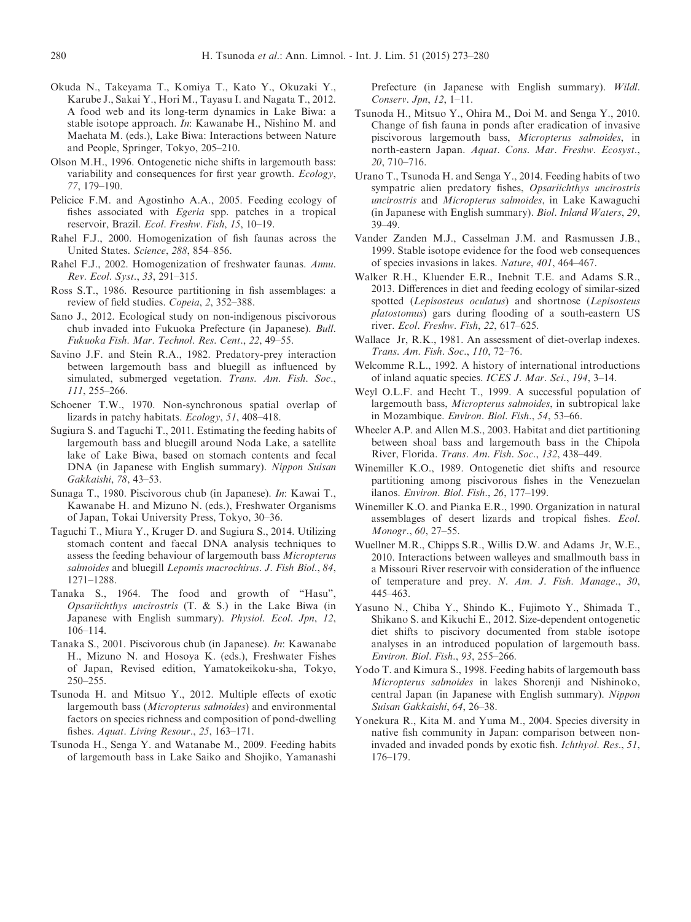Okuda N., Takeyama T., Komiya T., Kato Y., Okuzaki Y., Karube J., Sakai Y., Hori M., Tayasu I. and Nagata T., 2012. A food web and its long-term dynamics in Lake Biwa: a stable isotope approach. *In*: Kawanabe H., Nishino M. and Maehata M. (eds.), Lake Biwa: Interactions between Nature and People, Springer, Tokyo, 205–210.

Olson M.H., 1996. Ontogenetic niche shifts in largemouth bass: variability and consequences for first year growth. *Ecology*, *77*, 179–190.

Pelicice F.M. and Agostinho A.A., 2005. Feeding ecology of fishes associated with *Egeria* spp. patches in a tropical reservoir, Brazil. *Ecol. Freshw. Fish*, *15*, 10–19.

Rahel F.J., 2000. Homogenization of fish faunas across the United States. *Science*, *288*, 854–856.

Rahel F.J., 2002. Homogenization of freshwater faunas. *Annu. Rev. Ecol. Syst.*, *33*, 291–315.

Ross S.T., 1986. Resource partitioning in fish assemblages: a review of field studies. *Copeia*, *2*, 352–388.

Sano J., 2012. Ecological study on non-indigenous piscivorous chub invaded into Fukuoka Prefecture (in Japanese). *Bull. Fukuoka Fish. Mar. Technol. Res. Cent.*, *22*, 49–55.

Savino J.F. and Stein R.A., 1982. Predatory-prey interaction between largemouth bass and bluegill as influenced by simulated, submerged vegetation. *Trans. Am. Fish. Soc.*, *111*, 255–266.

Schoener T.W., 1970. Non-synchronous spatial overlap of lizards in patchy habitats. *Ecology*, *51*, 408–418.

Sugiura S. and Taguchi T., 2011. Estimating the feeding habits of largemouth bass and bluegill around Noda Lake, a satellite lake of Lake Biwa, based on stomach contents and fecal DNA (in Japanese with English summary). *Nippon Suisan Gakkaishi*, *78*, 43–53.

Sunaga T., 1980. Piscivorous chub (in Japanese). *In*: Kawai T., Kawanabe H. and Mizuno N. (eds.), Freshwater Organisms of Japan, Tokai University Press, Tokyo, 30–36.

Taguchi T., Miura Y., Kruger D. and Sugiura S., 2014. Utilizing stomach content and faecal DNA analysis techniques to assess the feeding behaviour of largemouth bass *Micropterus salmoides* and bluegill *Lepomis macrochirus*. *J. Fish Biol.*, *84*, 1271–1288.

Tanaka S., 1964. The food and growth of "Hasu", *Opsariichthys uncirostris* (T. & S.) in the Lake Biwa (in Japanese with English summary). *Physiol. Ecol. Jpn*, *12*, 106–114.

Tanaka S., 2001. Piscivorous chub (in Japanese). *In*: Kawanabe H., Mizuno N. and Hosoya K. (eds.), Freshwater Fishes of Japan, Revised edition, Yamatokeikoku-sha, Tokyo, 250–255.

Tsunoda H. and Mitsuo Y., 2012. Multiple effects of exotic largemouth bass (*Micropterus salmoides*) and environmental factors on species richness and composition of pond-dwelling fishes. *Aquat. Living Resour.*, *25*, 163–171.

Tsunoda H., Senga Y. and Watanabe M., 2009. Feeding habits of largemouth bass in Lake Saiko and Shojiko, Yamanashi Prefecture (in Japanese with English summary). *Wildl. Conserv. Jpn*, *12*, 1–11.

Tsunoda H., Mitsuo Y., Ohira M., Doi M. and Senga Y., 2010. Change of fish fauna in ponds after eradication of invasive piscivorous largemouth bass, *Micropterus salmoides*, in north-eastern Japan. *Aquat. Cons. Mar. Freshw. Ecosyst.*, *20*, 710–716.

Urano T., Tsunoda H. and Senga Y., 2014. Feeding habits of two sympatric alien predatory fishes, *Opsariichthys uncirostris uncirostris* and *Micropterus salmoides*, in Lake Kawaguchi (in Japanese with English summary). *Biol. Inland Waters*, *29*, 39–49.

Vander Zanden M.J., Casselman J.M. and Rasmussen J.B., 1999. Stable isotope evidence for the food web consequences of species invasions in lakes. *Nature*, *401*, 464–467.

Walker R.H., Kluender E.R., Inebnit T.E. and Adams S.R., 2013. Differences in diet and feeding ecology of similar-sized spotted (*Lepisosteus oculatus*) and shortnose (*Lepisosteus platostomus*) gars during flooding of a south-eastern US river. *Ecol. Freshw. Fish*, *22*, 617–625.

Wallace Jr, R.K., 1981. An assessment of diet-overlap indexes. *Trans. Am. Fish. Soc.*, *110*, 72–76.

Welcomme R.L., 1992. A history of international introductions of inland aquatic species. *ICES J. Mar. Sci.*, *194*, 3–14.

Weyl O.L.F. and Hecht T., 1999. A successful population of largemouth bass, *Micropterus salmoides*, in subtropical lake in Mozambique. *Environ. Biol. Fish.*, *54*, 53–66.

Wheeler A.P. and Allen M.S., 2003. Habitat and diet partitioning between shoal bass and largemouth bass in the Chipola River, Florida. *Trans. Am. Fish. Soc.*, *132*, 438–449.

Winemiller K.O., 1989. Ontogenetic diet shifts and resource partitioning among piscivorous fishes in the Venezuelan ilanos. *Environ. Biol. Fish.*, *26*, 177–199.

Winemiller K.O. and Pianka E.R., 1990. Organization in natural assemblages of desert lizards and tropical fishes. *Ecol. Monogr.*, *60*, 27–55.

Wuellner M.R., Chipps S.R., Willis D.W. and Adams Jr, W.E., 2010. Interactions between walleyes and smallmouth bass in a Missouri River reservoir with consideration of the influence of temperature and prey. *N. Am. J. Fish. Manage.*, *30*, 445–463.

Yasuno N., Chiba Y., Shindo K., Fujimoto Y., Shimada T., Shikano S. and Kikuchi E., 2012. Size-dependent ontogenetic diet shifts to piscivory documented from stable isotope analyses in an introduced population of largemouth bass. *Environ. Biol. Fish.*, *93*, 255–266.

Yodo T. and Kimura S., 1998. Feeding habits of largemouth bass *Micropterus salmoides* in lakes Shorenji and Nishinoko, central Japan (in Japanese with English summary). *Nippon Suisan Gakkaishi*, *64*, 26–38.

Yonekura R., Kita M. and Yuma M., 2004. Species diversity in native fish community in Japan: comparison between non-invaded and invaded ponds by exotic fish. *Ichthyol. Res.*, *51*, 176–179.